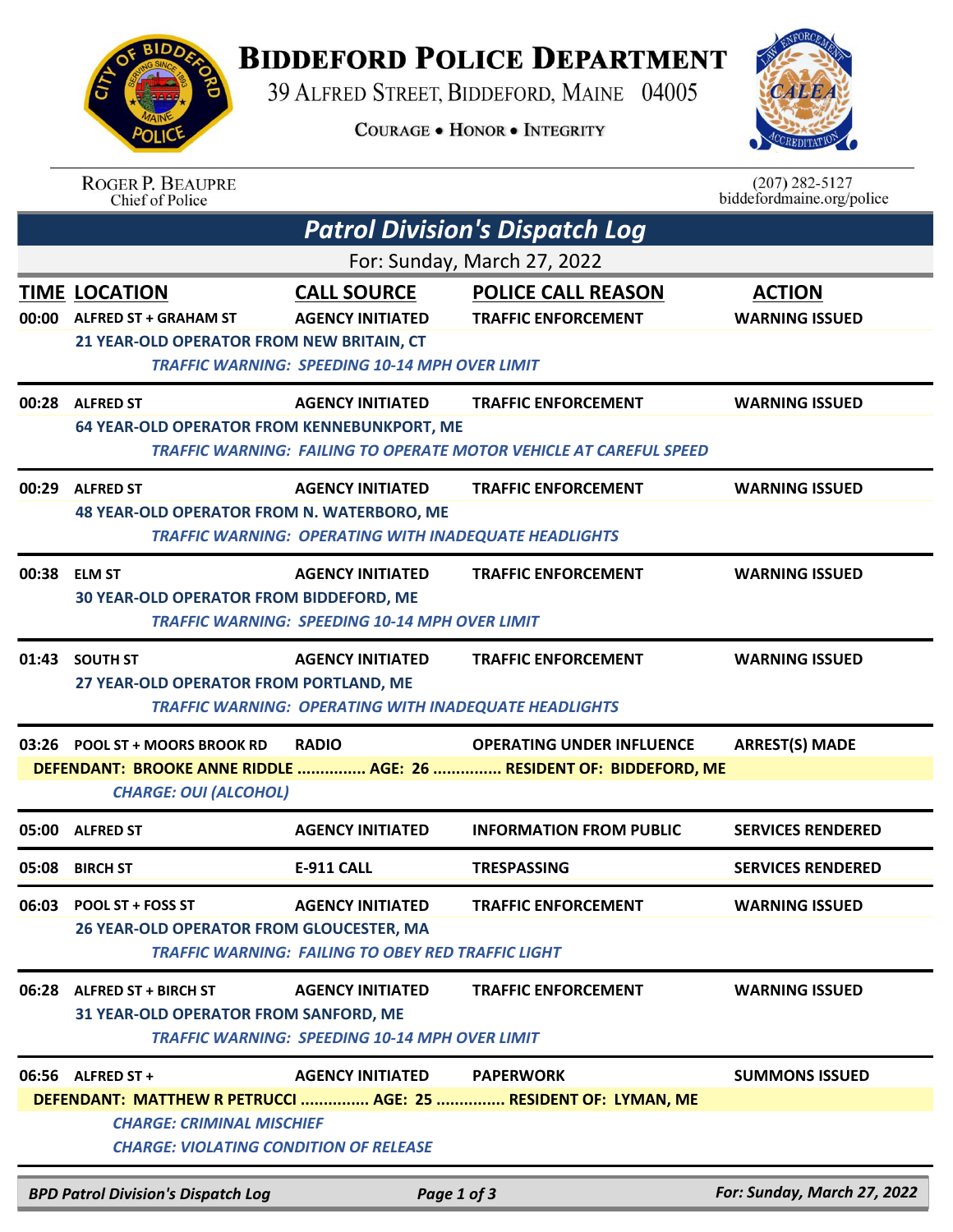# BIDDEFORD POLICE DEPARTMENT

39 ALFRED STREET, BIDDEFORD, MAINE 04005

COURAGE • HONOR • INTEGRITY

ROGER P. BEAUPRE
Chief of Police

(207) 282-5127
biddefordmaine.org/police

## Patrol Division's Dispatch Log

For: Sunday, March 27, 2022

| TIME | LOCATION | CALL SOURCE | POLICE CALL REASON | ACTION |
|---|---|---|---|---|
| 00:00 | ALFRED ST + GRAHAM ST | AGENCY INITIATED | TRAFFIC ENFORCEMENT | WARNING ISSUED |

21 YEAR-OLD OPERATOR FROM NEW BRITAIN, CT
*TRAFFIC WARNING: SPEEDING 10-14 MPH OVER LIMIT*

| TIME | LOCATION | CALL SOURCE | POLICE CALL REASON | ACTION |
|---|---|---|---|---|
| 00:28 | ALFRED ST | AGENCY INITIATED | TRAFFIC ENFORCEMENT | WARNING ISSUED |

64 YEAR-OLD OPERATOR FROM KENNEBUNKPORT, ME
*TRAFFIC WARNING: FAILING TO OPERATE MOTOR VEHICLE AT CAREFUL SPEED*

| TIME | LOCATION | CALL SOURCE | POLICE CALL REASON | ACTION |
|---|---|---|---|---|
| 00:29 | ALFRED ST | AGENCY INITIATED | TRAFFIC ENFORCEMENT | WARNING ISSUED |

48 YEAR-OLD OPERATOR FROM N. WATERBORO, ME
*TRAFFIC WARNING: OPERATING WITH INADEQUATE HEADLIGHTS*

| TIME | LOCATION | CALL SOURCE | POLICE CALL REASON | ACTION |
|---|---|---|---|---|
| 00:38 | ELM ST | AGENCY INITIATED | TRAFFIC ENFORCEMENT | WARNING ISSUED |

30 YEAR-OLD OPERATOR FROM BIDDEFORD, ME
*TRAFFIC WARNING: SPEEDING 10-14 MPH OVER LIMIT*

| TIME | LOCATION | CALL SOURCE | POLICE CALL REASON | ACTION |
|---|---|---|---|---|
| 01:43 | SOUTH ST | AGENCY INITIATED | TRAFFIC ENFORCEMENT | WARNING ISSUED |

27 YEAR-OLD OPERATOR FROM PORTLAND, ME
*TRAFFIC WARNING: OPERATING WITH INADEQUATE HEADLIGHTS*

| TIME | LOCATION | CALL SOURCE | POLICE CALL REASON | ACTION |
|---|---|---|---|---|
| 03:26 | POOL ST + MOORS BROOK RD | RADIO | OPERATING UNDER INFLUENCE | ARREST(S) MADE |

DEFENDANT: BROOKE ANNE RIDDLE ............... AGE: 26 ............... RESIDENT OF: BIDDEFORD, ME
*CHARGE: OUI (ALCOHOL)*

| TIME | LOCATION | CALL SOURCE | POLICE CALL REASON | ACTION |
|---|---|---|---|---|
| 05:00 | ALFRED ST | AGENCY INITIATED | INFORMATION FROM PUBLIC | SERVICES RENDERED |
| 05:08 | BIRCH ST | E-911 CALL | TRESPASSING | SERVICES RENDERED |
| 06:03 | POOL ST + FOSS ST | AGENCY INITIATED | TRAFFIC ENFORCEMENT | WARNING ISSUED |

26 YEAR-OLD OPERATOR FROM GLOUCESTER, MA
*TRAFFIC WARNING: FAILING TO OBEY RED TRAFFIC LIGHT*

| TIME | LOCATION | CALL SOURCE | POLICE CALL REASON | ACTION |
|---|---|---|---|---|
| 06:28 | ALFRED ST + BIRCH ST | AGENCY INITIATED | TRAFFIC ENFORCEMENT | WARNING ISSUED |

31 YEAR-OLD OPERATOR FROM SANFORD, ME
*TRAFFIC WARNING: SPEEDING 10-14 MPH OVER LIMIT*

| TIME | LOCATION | CALL SOURCE | POLICE CALL REASON | ACTION |
|---|---|---|---|---|
| 06:56 | ALFRED ST + | AGENCY INITIATED | PAPERWORK | SUMMONS ISSUED |

DEFENDANT: MATTHEW R PETRUCCI ............... AGE: 25 ............... RESIDENT OF: LYMAN, ME
*CHARGE: CRIMINAL MISCHIEF*
*CHARGE: VIOLATING CONDITION OF RELEASE*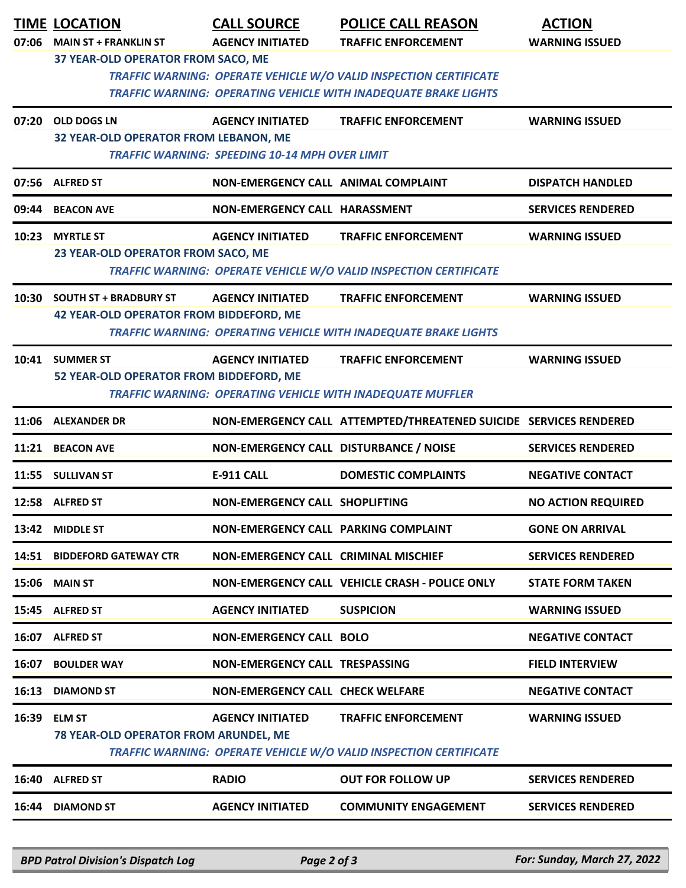| TIME | LOCATION | CALL SOURCE | POLICE CALL REASON | ACTION |
|---|---|---|---|---|
| 07:06 | MAIN ST + FRANKLIN ST | AGENCY INITIATED | TRAFFIC ENFORCEMENT | WARNING ISSUED |
| | 37 YEAR-OLD OPERATOR FROM SACO, ME | | | |
| | *TRAFFIC WARNING: OPERATE VEHICLE W/O VALID INSPECTION CERTIFICATE* | | | |
| | *TRAFFIC WARNING: OPERATING VEHICLE WITH INADEQUATE BRAKE LIGHTS* | | | |
| 07:20 | OLD DOGS LN | AGENCY INITIATED | TRAFFIC ENFORCEMENT | WARNING ISSUED |
| | 32 YEAR-OLD OPERATOR FROM LEBANON, ME | | | |
| | *TRAFFIC WARNING: SPEEDING 10-14 MPH OVER LIMIT* | | | |
| 07:56 | ALFRED ST | NON-EMERGENCY CALL | ANIMAL COMPLAINT | DISPATCH HANDLED |
| 09:44 | BEACON AVE | NON-EMERGENCY CALL | HARASSMENT | SERVICES RENDERED |
| 10:23 | MYRTLE ST | AGENCY INITIATED | TRAFFIC ENFORCEMENT | WARNING ISSUED |
| | 23 YEAR-OLD OPERATOR FROM SACO, ME | | | |
| | *TRAFFIC WARNING: OPERATE VEHICLE W/O VALID INSPECTION CERTIFICATE* | | | |
| 10:30 | SOUTH ST + BRADBURY ST | AGENCY INITIATED | TRAFFIC ENFORCEMENT | WARNING ISSUED |
| | 42 YEAR-OLD OPERATOR FROM BIDDEFORD, ME | | | |
| | *TRAFFIC WARNING: OPERATING VEHICLE WITH INADEQUATE BRAKE LIGHTS* | | | |
| 10:41 | SUMMER ST | AGENCY INITIATED | TRAFFIC ENFORCEMENT | WARNING ISSUED |
| | 52 YEAR-OLD OPERATOR FROM BIDDEFORD, ME | | | |
| | *TRAFFIC WARNING: OPERATING VEHICLE WITH INADEQUATE MUFFLER* | | | |
| 11:06 | ALEXANDER DR | NON-EMERGENCY CALL | ATTEMPTED/THREATENED SUICIDE | SERVICES RENDERED |
| 11:21 | BEACON AVE | NON-EMERGENCY CALL | DISTURBANCE / NOISE | SERVICES RENDERED |
| 11:55 | SULLIVAN ST | E-911 CALL | DOMESTIC COMPLAINTS | NEGATIVE CONTACT |
| 12:58 | ALFRED ST | NON-EMERGENCY CALL | SHOPLIFTING | NO ACTION REQUIRED |
| 13:42 | MIDDLE ST | NON-EMERGENCY CALL | PARKING COMPLAINT | GONE ON ARRIVAL |
| 14:51 | BIDDEFORD GATEWAY CTR | NON-EMERGENCY CALL | CRIMINAL MISCHIEF | SERVICES RENDERED |
| 15:06 | MAIN ST | NON-EMERGENCY CALL | VEHICLE CRASH - POLICE ONLY | STATE FORM TAKEN |
| 15:45 | ALFRED ST | AGENCY INITIATED | SUSPICION | WARNING ISSUED |
| 16:07 | ALFRED ST | NON-EMERGENCY CALL | BOLO | NEGATIVE CONTACT |
| 16:07 | BOULDER WAY | NON-EMERGENCY CALL | TRESPASSING | FIELD INTERVIEW |
| 16:13 | DIAMOND ST | NON-EMERGENCY CALL | CHECK WELFARE | NEGATIVE CONTACT |
| 16:39 | ELM ST | AGENCY INITIATED | TRAFFIC ENFORCEMENT | WARNING ISSUED |
| | 78 YEAR-OLD OPERATOR FROM ARUNDEL, ME | | | |
| | *TRAFFIC WARNING: OPERATE VEHICLE W/O VALID INSPECTION CERTIFICATE* | | | |
| 16:40 | ALFRED ST | RADIO | OUT FOR FOLLOW UP | SERVICES RENDERED |
| 16:44 | DIAMOND ST | AGENCY INITIATED | COMMUNITY ENGAGEMENT | SERVICES RENDERED |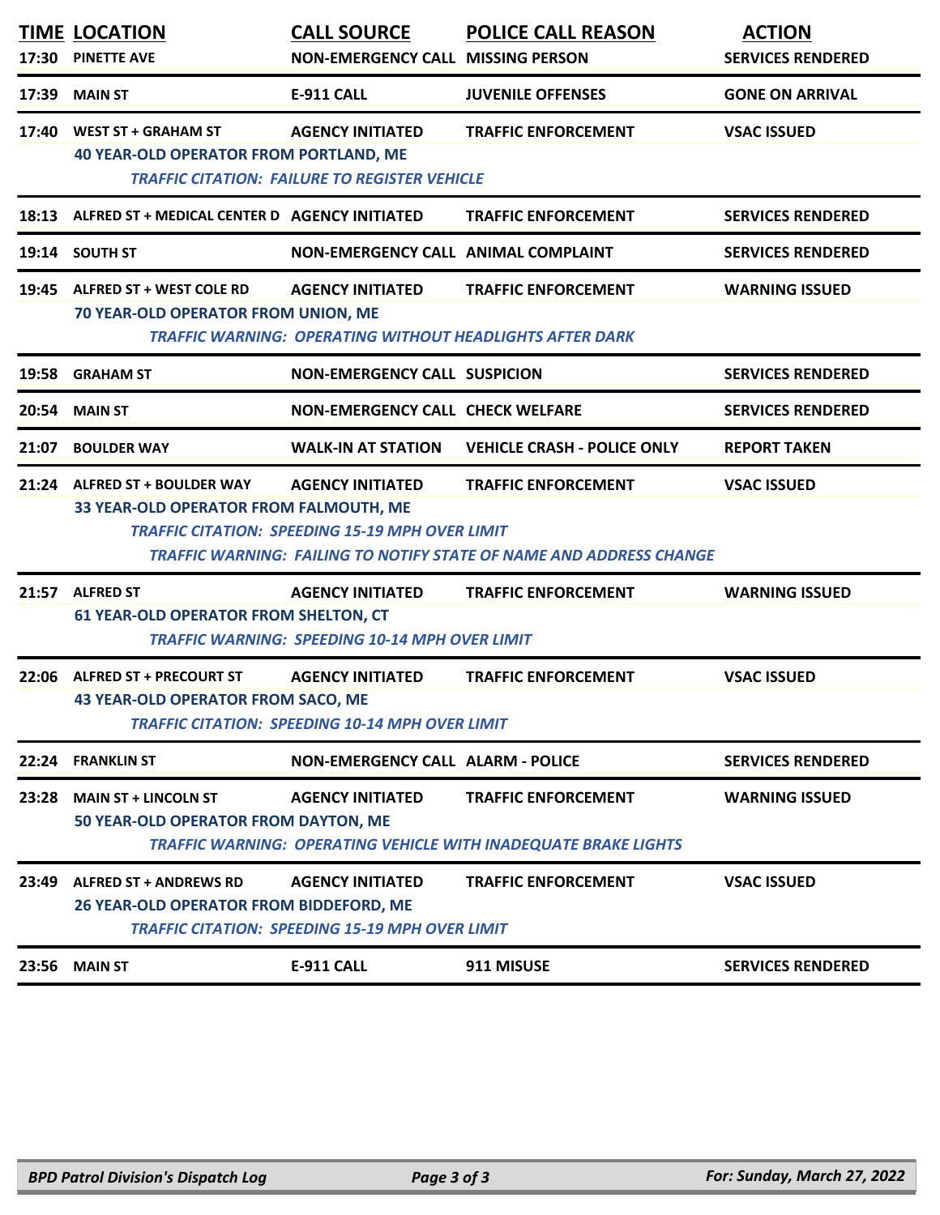| TIME | LOCATION | CALL SOURCE | POLICE CALL REASON | ACTION |
|---|---|---|---|---|
| 17:30 | PINETTE AVE | NON-EMERGENCY CALL | MISSING PERSON | SERVICES RENDERED |
| 17:39 | MAIN ST | E-911 CALL | JUVENILE OFFENSES | GONE ON ARRIVAL |
| 17:40 | WEST ST + GRAHAM ST | AGENCY INITIATED | TRAFFIC ENFORCEMENT | VSAC ISSUED |
| | 40 YEAR-OLD OPERATOR FROM PORTLAND, ME | | | |
| | *TRAFFIC CITATION: FAILURE TO REGISTER VEHICLE* | | | |
| 18:13 | ALFRED ST + MEDICAL CENTER D | AGENCY INITIATED | TRAFFIC ENFORCEMENT | SERVICES RENDERED |
| 19:14 | SOUTH ST | NON-EMERGENCY CALL | ANIMAL COMPLAINT | SERVICES RENDERED |
| 19:45 | ALFRED ST + WEST COLE RD | AGENCY INITIATED | TRAFFIC ENFORCEMENT | WARNING ISSUED |
| | 70 YEAR-OLD OPERATOR FROM UNION, ME | | | |
| | *TRAFFIC WARNING: OPERATING WITHOUT HEADLIGHTS AFTER DARK* | | | |
| 19:58 | GRAHAM ST | NON-EMERGENCY CALL | SUSPICION | SERVICES RENDERED |
| 20:54 | MAIN ST | NON-EMERGENCY CALL | CHECK WELFARE | SERVICES RENDERED |
| 21:07 | BOULDER WAY | WALK-IN AT STATION | VEHICLE CRASH - POLICE ONLY | REPORT TAKEN |
| 21:24 | ALFRED ST + BOULDER WAY | AGENCY INITIATED | TRAFFIC ENFORCEMENT | VSAC ISSUED |
| | 33 YEAR-OLD OPERATOR FROM FALMOUTH, ME | | | |
| | *TRAFFIC CITATION: SPEEDING 15-19 MPH OVER LIMIT* | | | |
| | *TRAFFIC WARNING: FAILING TO NOTIFY STATE OF NAME AND ADDRESS CHANGE* | | | |
| 21:57 | ALFRED ST | AGENCY INITIATED | TRAFFIC ENFORCEMENT | WARNING ISSUED |
| | 61 YEAR-OLD OPERATOR FROM SHELTON, CT | | | |
| | *TRAFFIC WARNING: SPEEDING 10-14 MPH OVER LIMIT* | | | |
| 22:06 | ALFRED ST + PRECOURT ST | AGENCY INITIATED | TRAFFIC ENFORCEMENT | VSAC ISSUED |
| | 43 YEAR-OLD OPERATOR FROM SACO, ME | | | |
| | *TRAFFIC CITATION: SPEEDING 10-14 MPH OVER LIMIT* | | | |
| 22:24 | FRANKLIN ST | NON-EMERGENCY CALL | ALARM - POLICE | SERVICES RENDERED |
| 23:28 | MAIN ST + LINCOLN ST | AGENCY INITIATED | TRAFFIC ENFORCEMENT | WARNING ISSUED |
| | 50 YEAR-OLD OPERATOR FROM DAYTON, ME | | | |
| | *TRAFFIC WARNING: OPERATING VEHICLE WITH INADEQUATE BRAKE LIGHTS* | | | |
| 23:49 | ALFRED ST + ANDREWS RD | AGENCY INITIATED | TRAFFIC ENFORCEMENT | VSAC ISSUED |
| | 26 YEAR-OLD OPERATOR FROM BIDDEFORD, ME | | | |
| | *TRAFFIC CITATION: SPEEDING 15-19 MPH OVER LIMIT* | | | |
| 23:56 | MAIN ST | E-911 CALL | 911 MISUSE | SERVICES RENDERED |